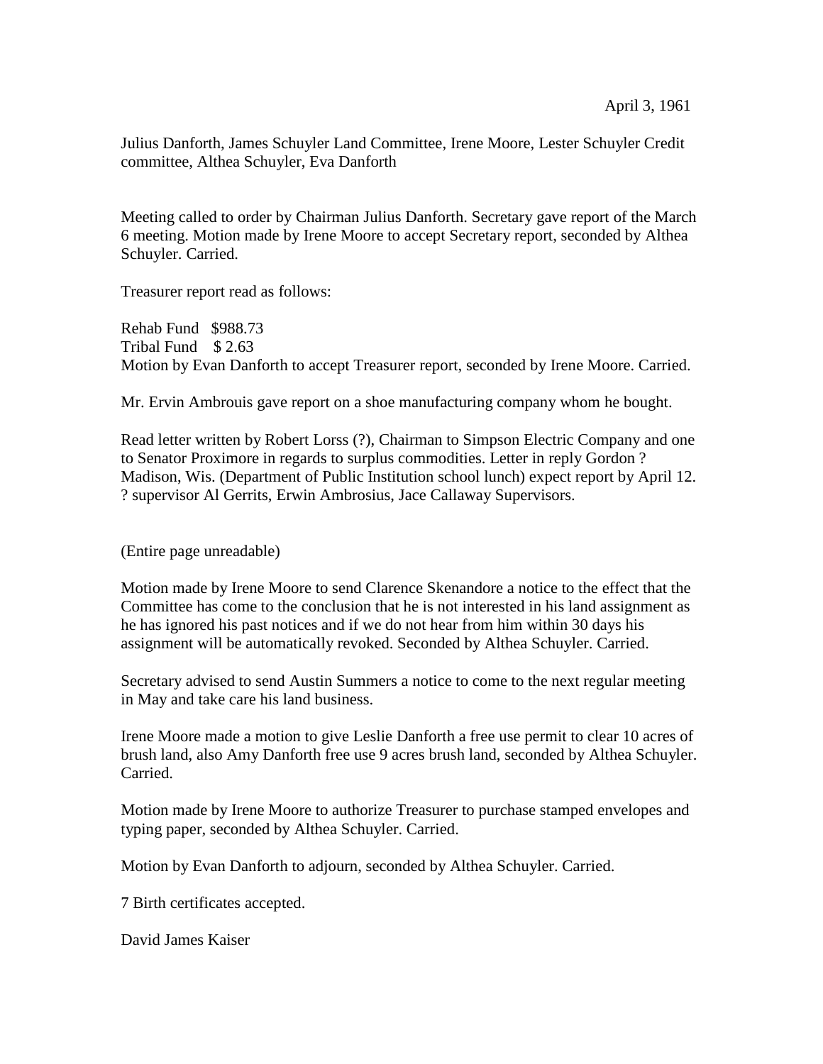April 3, 1961

Julius Danforth, James Schuyler Land Committee, Irene Moore, Lester Schuyler Credit committee, Althea Schuyler, Eva Danforth

Meeting called to order by Chairman Julius Danforth. Secretary gave report of the March 6 meeting. Motion made by Irene Moore to accept Secretary report, seconded by Althea Schuyler. Carried.

Treasurer report read as follows:

Rehab Fund $988.73  
Tribal Fund $ 2.63  
Motion by Evan Danforth to accept Treasurer report, seconded by Irene Moore. Carried.

Mr. Ervin Ambrouis gave report on a shoe manufacturing company whom he bought.

Read letter written by Robert Lorss (?), Chairman to Simpson Electric Company and one to Senator Proximore in regards to surplus commodities. Letter in reply Gordon ? Madison, Wis. (Department of Public Institution school lunch) expect report by April 12. ? supervisor Al Gerrits, Erwin Ambrosius, Jace Callaway Supervisors.

(Entire page unreadable)

Motion made by Irene Moore to send Clarence Skenandore a notice to the effect that the Committee has come to the conclusion that he is not interested in his land assignment as he has ignored his past notices and if we do not hear from him within 30 days his assignment will be automatically revoked. Seconded by Althea Schuyler. Carried.

Secretary advised to send Austin Summers a notice to come to the next regular meeting in May and take care his land business.

Irene Moore made a motion to give Leslie Danforth a free use permit to clear 10 acres of brush land, also Amy Danforth free use 9 acres brush land, seconded by Althea Schuyler. Carried.

Motion made by Irene Moore to authorize Treasurer to purchase stamped envelopes and typing paper, seconded by Althea Schuyler. Carried.

Motion by Evan Danforth to adjourn, seconded by Althea Schuyler. Carried.

7 Birth certificates accepted.

David James Kaiser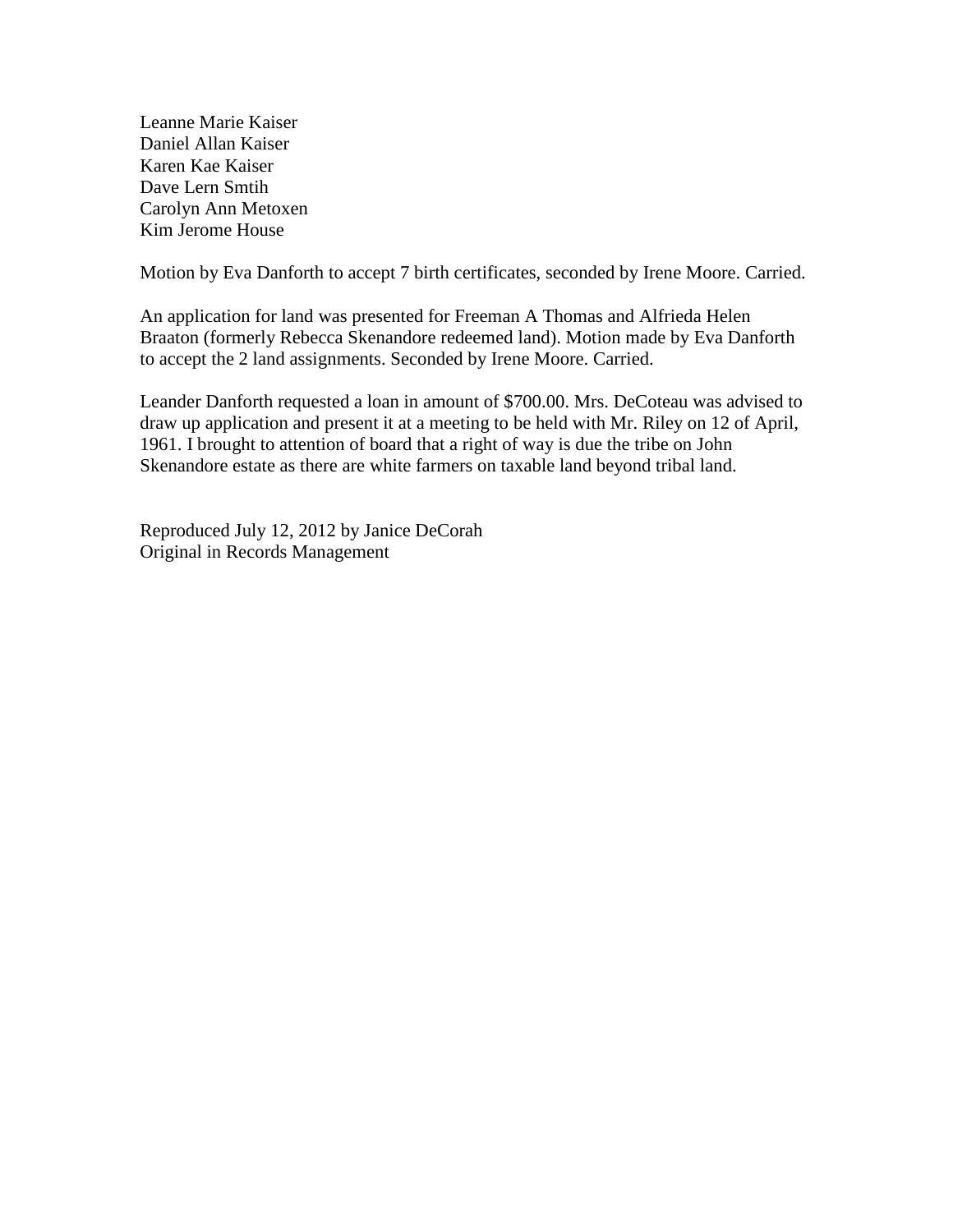Leanne Marie Kaiser
Daniel Allan Kaiser
Karen Kae Kaiser
Dave Lern Smtih
Carolyn Ann Metoxen
Kim Jerome House

Motion by Eva Danforth to accept 7 birth certificates, seconded by Irene Moore. Carried.

An application for land was presented for Freeman A Thomas and Alfrieda Helen Braaton (formerly Rebecca Skenandore redeemed land). Motion made by Eva Danforth to accept the 2 land assignments. Seconded by Irene Moore. Carried.

Leander Danforth requested a loan in amount of $700.00. Mrs. DeCoteau was advised to draw up application and present it at a meeting to be held with Mr. Riley on 12 of April, 1961. I brought to attention of board that a right of way is due the tribe on John Skenandore estate as there are white farmers on taxable land beyond tribal land.

Reproduced July 12, 2012 by Janice DeCorah
Original in Records Management